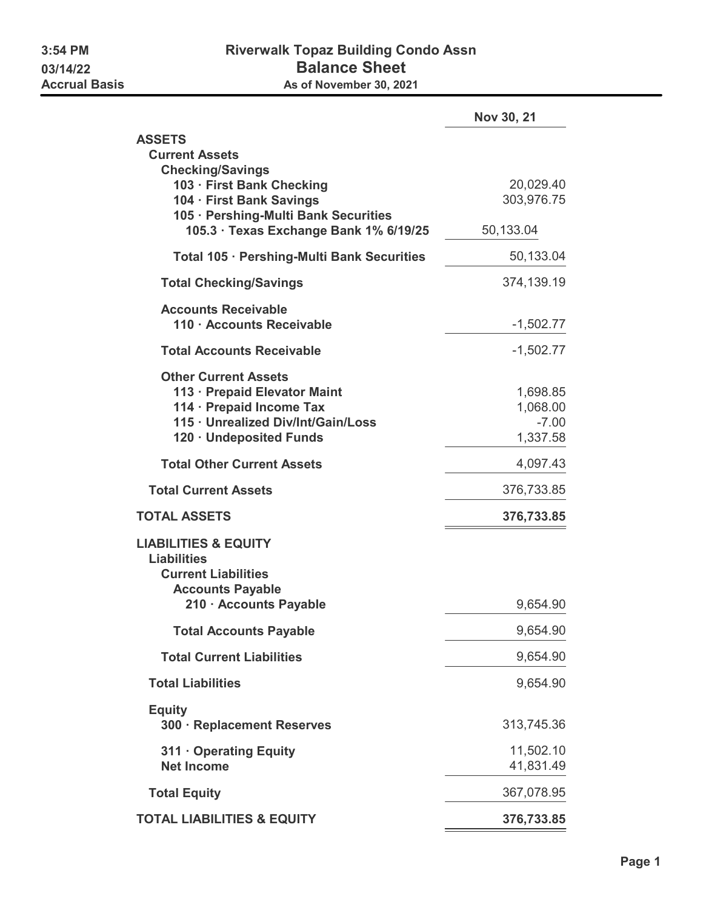# Riverwalk Topaz Building Condo Assn

## Balance Sheet

**As of November 30, 2021**

3:54 PM
03/14/22
Accrual Basis

| | Nov 30, 21 |
|---|---|
| **ASSETS** | |
| **Current Assets** | |
| **Checking/Savings** | |
| **103 · First Bank Checking** | 20,029.40 |
| **104 · First Bank Savings** | 303,976.75 |
| **105 · Pershing-Multi Bank Securities** | |
| **105.3 · Texas Exchange Bank 1% 6/19/25** | 50,133.04 |
| **Total 105 · Pershing-Multi Bank Securities** | 50,133.04 |
| **Total Checking/Savings** | 374,139.19 |
| **Accounts Receivable** | |
| **110 · Accounts Receivable** | -1,502.77 |
| **Total Accounts Receivable** | -1,502.77 |
| **Other Current Assets** | |
| **113 · Prepaid Elevator Maint** | 1,698.85 |
| **114 · Prepaid Income Tax** | 1,068.00 |
| **115 · Unrealized Div/Int/Gain/Loss** | -7.00 |
| **120 · Undeposited Funds** | 1,337.58 |
| **Total Other Current Assets** | 4,097.43 |
| **Total Current Assets** | 376,733.85 |
| **TOTAL ASSETS** | **376,733.85** |
| **LIABILITIES & EQUITY** | |
| **Liabilities** | |
| **Current Liabilities** | |
| **Accounts Payable** | |
| **210 · Accounts Payable** | 9,654.90 |
| **Total Accounts Payable** | 9,654.90 |
| **Total Current Liabilities** | 9,654.90 |
| **Total Liabilities** | 9,654.90 |
| **Equity** | |
| **300 · Replacement Reserves** | 313,745.36 |
| **311 · Operating Equity** | 11,502.10 |
| **Net Income** | 41,831.49 |
| **Total Equity** | 367,078.95 |
| **TOTAL LIABILITIES & EQUITY** | **376,733.85** |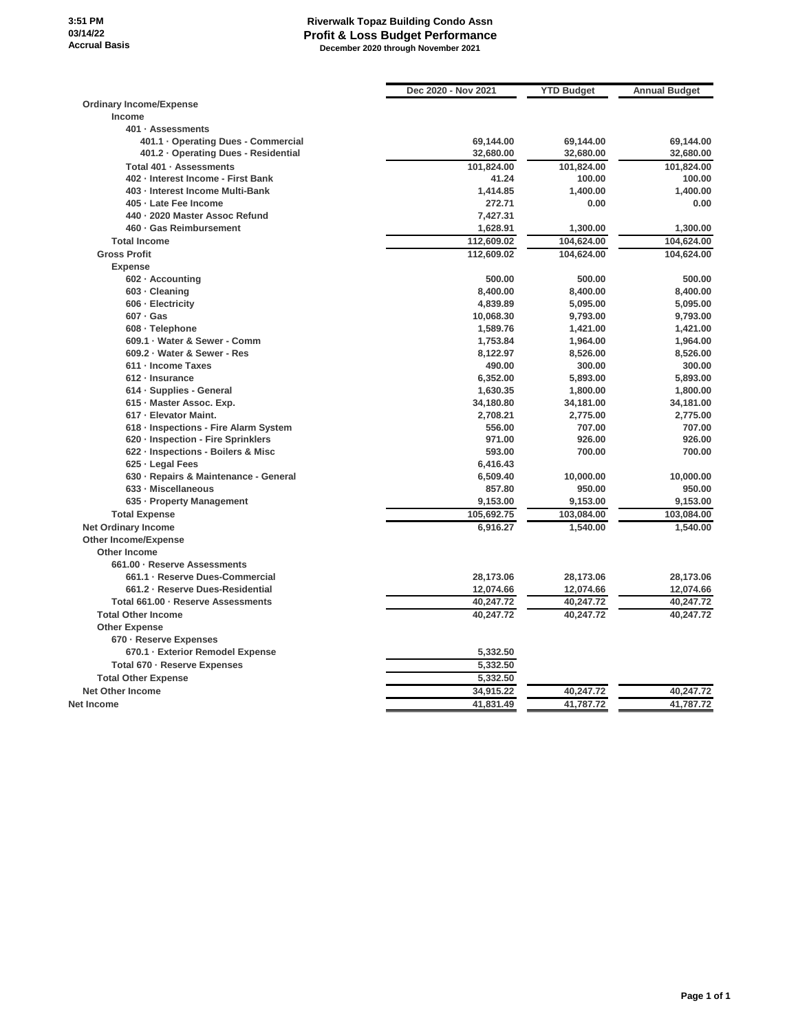3:51 PM
03/14/22
Accrual Basis

# Riverwalk Topaz Building Condo Assn
## Profit & Loss Budget Performance
**December 2020 through November 2021**

| | Dec 2020 - Nov 2021 | YTD Budget | Annual Budget |
|---|---|---|---|
| **Ordinary Income/Expense** | | | |
| **Income** | | | |
| 401 · Assessments | | | |
| 401.1 · Operating Dues - Commercial | 69,144.00 | 69,144.00 | 69,144.00 |
| 401.2 · Operating Dues - Residential | 32,680.00 | 32,680.00 | 32,680.00 |
| Total 401 · Assessments | 101,824.00 | 101,824.00 | 101,824.00 |
| 402 · Interest Income - First Bank | 41.24 | 100.00 | 100.00 |
| 403 · Interest Income Multi-Bank | 1,414.85 | 1,400.00 | 1,400.00 |
| 405 · Late Fee Income | 272.71 | 0.00 | 0.00 |
| 440 · 2020 Master Assoc Refund | 7,427.31 | | |
| 460 · Gas Reimbursement | 1,628.91 | 1,300.00 | 1,300.00 |
| **Total Income** | 112,609.02 | 104,624.00 | 104,624.00 |
| **Gross Profit** | 112,609.02 | 104,624.00 | 104,624.00 |
| **Expense** | | | |
| 602 · Accounting | 500.00 | 500.00 | 500.00 |
| 603 · Cleaning | 8,400.00 | 8,400.00 | 8,400.00 |
| 606 · Electricity | 4,839.89 | 5,095.00 | 5,095.00 |
| 607 · Gas | 10,068.30 | 9,793.00 | 9,793.00 |
| 608 · Telephone | 1,589.76 | 1,421.00 | 1,421.00 |
| 609.1 · Water & Sewer - Comm | 1,753.84 | 1,964.00 | 1,964.00 |
| 609.2 · Water & Sewer - Res | 8,122.97 | 8,526.00 | 8,526.00 |
| 611 · Income Taxes | 490.00 | 300.00 | 300.00 |
| 612 · Insurance | 6,352.00 | 5,893.00 | 5,893.00 |
| 614 · Supplies - General | 1,630.35 | 1,800.00 | 1,800.00 |
| 615 · Master Assoc. Exp. | 34,180.80 | 34,181.00 | 34,181.00 |
| 617 · Elevator Maint. | 2,708.21 | 2,775.00 | 2,775.00 |
| 618 · Inspections - Fire Alarm System | 556.00 | 707.00 | 707.00 |
| 620 · Inspection - Fire Sprinklers | 971.00 | 926.00 | 926.00 |
| 622 · Inspections - Boilers & Misc | 593.00 | 700.00 | 700.00 |
| 625 · Legal Fees | 6,416.43 | | |
| 630 · Repairs & Maintenance - General | 6,509.40 | 10,000.00 | 10,000.00 |
| 633 · Miscellaneous | 857.80 | 950.00 | 950.00 |
| 635 · Property Management | 9,153.00 | 9,153.00 | 9,153.00 |
| **Total Expense** | 105,692.75 | 103,084.00 | 103,084.00 |
| **Net Ordinary Income** | 6,916.27 | 1,540.00 | 1,540.00 |
| **Other Income/Expense** | | | |
| **Other Income** | | | |
| 661.00 · Reserve Assessments | | | |
| 661.1 · Reserve Dues-Commercial | 28,173.06 | 28,173.06 | 28,173.06 |
| 661.2 · Reserve Dues-Residential | 12,074.66 | 12,074.66 | 12,074.66 |
| Total 661.00 · Reserve Assessments | 40,247.72 | 40,247.72 | 40,247.72 |
| **Total Other Income** | 40,247.72 | 40,247.72 | 40,247.72 |
| **Other Expense** | | | |
| 670 · Reserve Expenses | | | |
| 670.1 · Exterior Remodel Expense | 5,332.50 | | |
| Total 670 · Reserve Expenses | 5,332.50 | | |
| **Total Other Expense** | 5,332.50 | | |
| **Net Other Income** | 34,915.22 | 40,247.72 | 40,247.72 |
| **Net Income** | 41,831.49 | 41,787.72 | 41,787.72 |